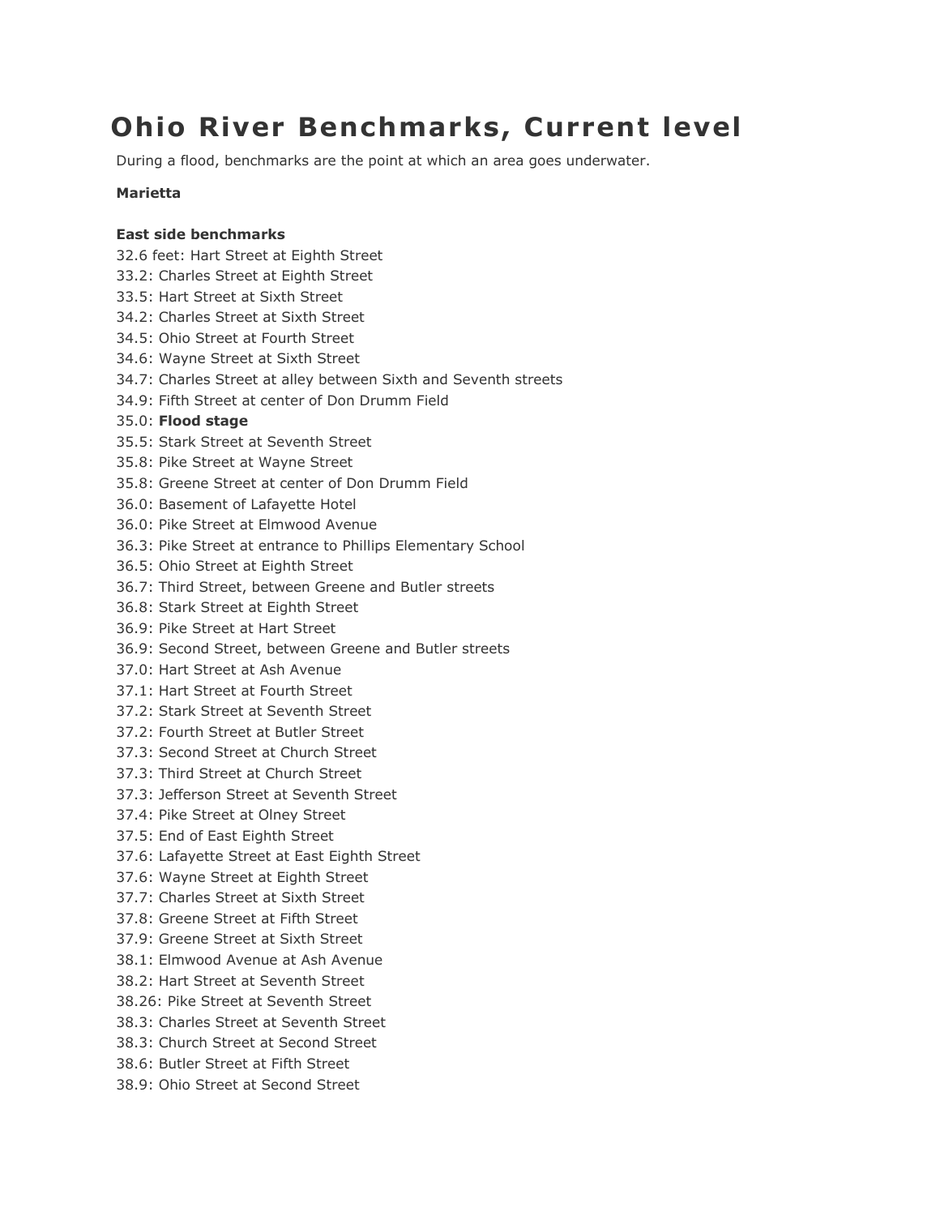# Ohio River Benchmarks, Current level

During a flood, benchmarks are the point at which an area goes underwater.

**Marietta**

**East side benchmarks**

32.6 feet: Hart Street at Eighth Street
33.2: Charles Street at Eighth Street
33.5: Hart Street at Sixth Street
34.2: Charles Street at Sixth Street
34.5: Ohio Street at Fourth Street
34.6: Wayne Street at Sixth Street
34.7: Charles Street at alley between Sixth and Seventh streets
34.9: Fifth Street at center of Don Drumm Field
35.0: **Flood stage**
35.5: Stark Street at Seventh Street
35.8: Pike Street at Wayne Street
35.8: Greene Street at center of Don Drumm Field
36.0: Basement of Lafayette Hotel
36.0: Pike Street at Elmwood Avenue
36.3: Pike Street at entrance to Phillips Elementary School
36.5: Ohio Street at Eighth Street
36.7: Third Street, between Greene and Butler streets
36.8: Stark Street at Eighth Street
36.9: Pike Street at Hart Street
36.9: Second Street, between Greene and Butler streets
37.0: Hart Street at Ash Avenue
37.1: Hart Street at Fourth Street
37.2: Stark Street at Seventh Street
37.2: Fourth Street at Butler Street
37.3: Second Street at Church Street
37.3: Third Street at Church Street
37.3: Jefferson Street at Seventh Street
37.4: Pike Street at Olney Street
37.5: End of East Eighth Street
37.6: Lafayette Street at East Eighth Street
37.6: Wayne Street at Eighth Street
37.7: Charles Street at Sixth Street
37.8: Greene Street at Fifth Street
37.9: Greene Street at Sixth Street
38.1: Elmwood Avenue at Ash Avenue
38.2: Hart Street at Seventh Street
38.26: Pike Street at Seventh Street
38.3: Charles Street at Seventh Street
38.3: Church Street at Second Street
38.6: Butler Street at Fifth Street
38.9: Ohio Street at Second Street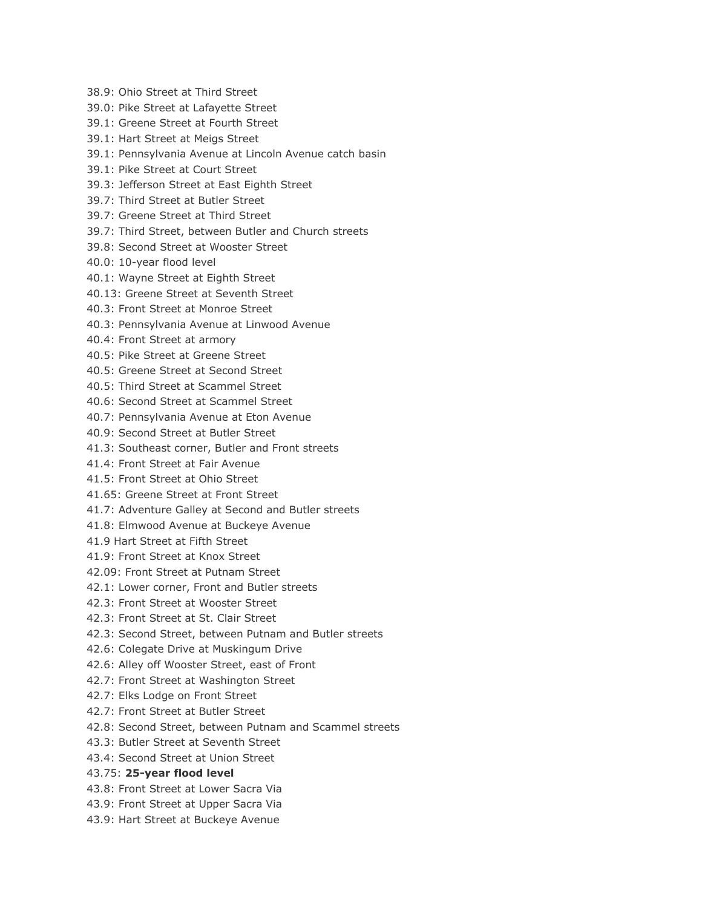38.9: Ohio Street at Third Street
39.0: Pike Street at Lafayette Street
39.1: Greene Street at Fourth Street
39.1: Hart Street at Meigs Street
39.1: Pennsylvania Avenue at Lincoln Avenue catch basin
39.1: Pike Street at Court Street
39.3: Jefferson Street at East Eighth Street
39.7: Third Street at Butler Street
39.7: Greene Street at Third Street
39.7: Third Street, between Butler and Church streets
39.8: Second Street at Wooster Street
40.0: 10-year flood level
40.1: Wayne Street at Eighth Street
40.13: Greene Street at Seventh Street
40.3: Front Street at Monroe Street
40.3: Pennsylvania Avenue at Linwood Avenue
40.4: Front Street at armory
40.5: Pike Street at Greene Street
40.5: Greene Street at Second Street
40.5: Third Street at Scammel Street
40.6: Second Street at Scammel Street
40.7: Pennsylvania Avenue at Eton Avenue
40.9: Second Street at Butler Street
41.3: Southeast corner, Butler and Front streets
41.4: Front Street at Fair Avenue
41.5: Front Street at Ohio Street
41.65: Greene Street at Front Street
41.7: Adventure Galley at Second and Butler streets
41.8: Elmwood Avenue at Buckeye Avenue
41.9 Hart Street at Fifth Street
41.9: Front Street at Knox Street
42.09: Front Street at Putnam Street
42.1: Lower corner, Front and Butler streets
42.3: Front Street at Wooster Street
42.3: Front Street at St. Clair Street
42.3: Second Street, between Putnam and Butler streets
42.6: Colegate Drive at Muskingum Drive
42.6: Alley off Wooster Street, east of Front
42.7: Front Street at Washington Street
42.7: Elks Lodge on Front Street
42.7: Front Street at Butler Street
42.8: Second Street, between Putnam and Scammel streets
43.3: Butler Street at Seventh Street
43.4: Second Street at Union Street
43.75: **25-year flood level**
43.8: Front Street at Lower Sacra Via
43.9: Front Street at Upper Sacra Via
43.9: Hart Street at Buckeye Avenue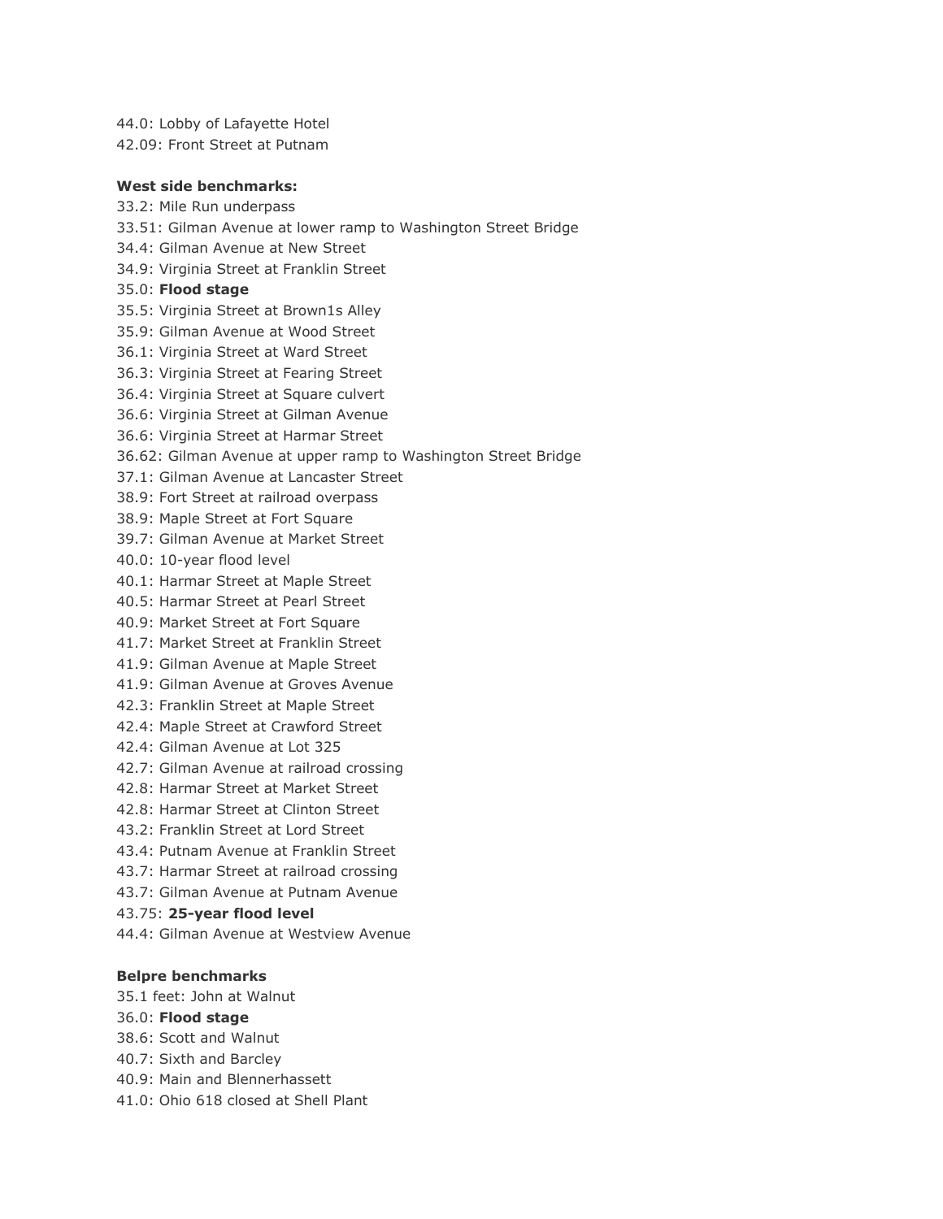44.0: Lobby of Lafayette Hotel
42.09: Front Street at Putnam

**West side benchmarks:**
33.2: Mile Run underpass
33.51: Gilman Avenue at lower ramp to Washington Street Bridge
34.4: Gilman Avenue at New Street
34.9: Virginia Street at Franklin Street
35.0: **Flood stage**
35.5: Virginia Street at Brown1s Alley
35.9: Gilman Avenue at Wood Street
36.1: Virginia Street at Ward Street
36.3: Virginia Street at Fearing Street
36.4: Virginia Street at Square culvert
36.6: Virginia Street at Gilman Avenue
36.6: Virginia Street at Harmar Street
36.62: Gilman Avenue at upper ramp to Washington Street Bridge
37.1: Gilman Avenue at Lancaster Street
38.9: Fort Street at railroad overpass
38.9: Maple Street at Fort Square
39.7: Gilman Avenue at Market Street
40.0: 10-year flood level
40.1: Harmar Street at Maple Street
40.5: Harmar Street at Pearl Street
40.9: Market Street at Fort Square
41.7: Market Street at Franklin Street
41.9: Gilman Avenue at Maple Street
41.9: Gilman Avenue at Groves Avenue
42.3: Franklin Street at Maple Street
42.4: Maple Street at Crawford Street
42.4: Gilman Avenue at Lot 325
42.7: Gilman Avenue at railroad crossing
42.8: Harmar Street at Market Street
42.8: Harmar Street at Clinton Street
43.2: Franklin Street at Lord Street
43.4: Putnam Avenue at Franklin Street
43.7: Harmar Street at railroad crossing
43.7: Gilman Avenue at Putnam Avenue
43.75: **25-year flood level**
44.4: Gilman Avenue at Westview Avenue

**Belpre benchmarks**
35.1 feet: John at Walnut
36.0: **Flood stage**
38.6: Scott and Walnut
40.7: Sixth and Barcley
40.9: Main and Blennerhassett
41.0: Ohio 618 closed at Shell Plant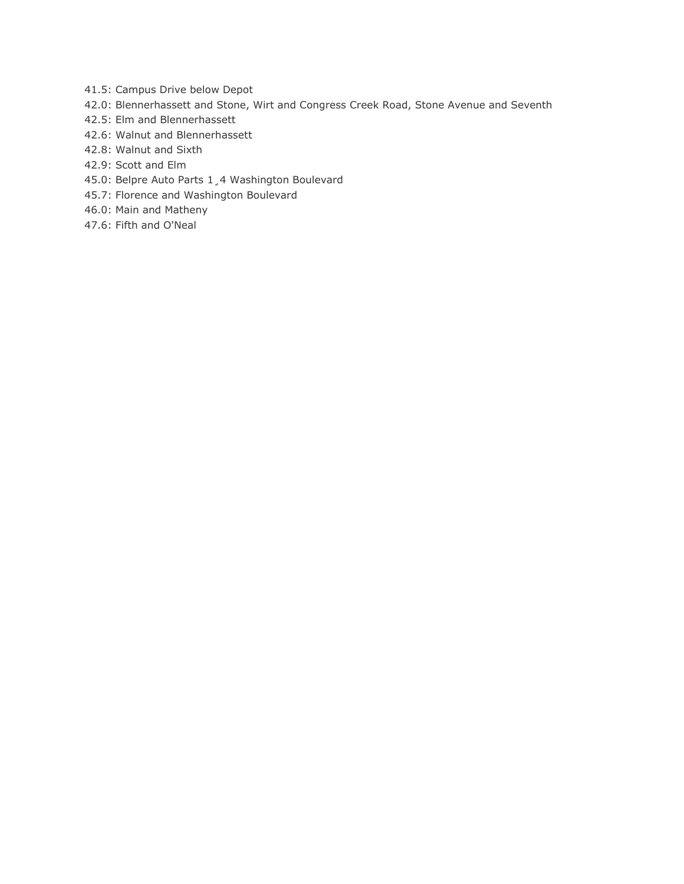41.5: Campus Drive below Depot
42.0: Blennerhassett and Stone, Wirt and Congress Creek Road, Stone Avenue and Seventh
42.5: Elm and Blennerhassett
42.6: Walnut and Blennerhassett
42.8: Walnut and Sixth
42.9: Scott and Elm
45.0: Belpre Auto Parts 1¸4 Washington Boulevard
45.7: Florence and Washington Boulevard
46.0: Main and Matheny
47.6: Fifth and O'Neal